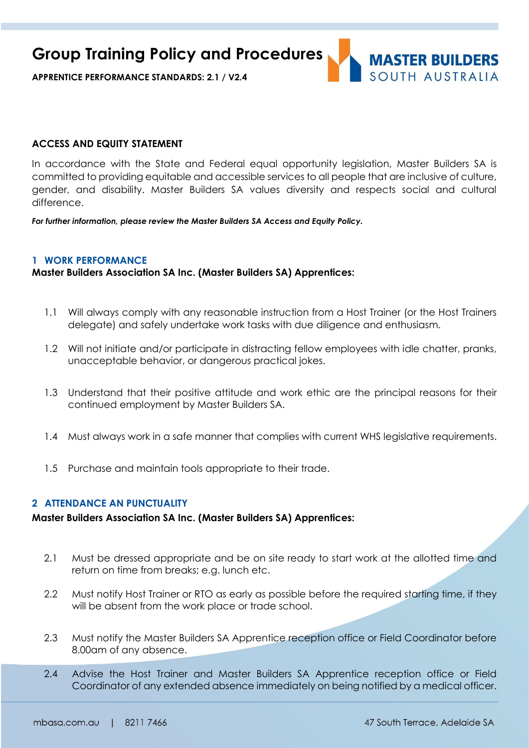# Group Training Policy and Procedures

**APPRENTICE PERFORMANCE STANDARDS: 2.1 / V2.4**

MASTER BUILDERS SOUTH AUSTRALIA

**ACCESS AND EQUITY STATEMENT**

In accordance with the State and Federal equal opportunity legislation, Master Builders SA is committed to providing equitable and accessible services to all people that are inclusive of culture, gender, and disability. Master Builders SA values diversity and respects social and cultural difference.

***For further information, please review the Master Builders SA Access and Equity Policy.***

## 1 WORK PERFORMANCE

**Master Builders Association SA Inc. (Master Builders SA) Apprentices:**

1.1 Will always comply with any reasonable instruction from a Host Trainer (or the Host Trainers delegate) and safely undertake work tasks with due diligence and enthusiasm.

1.2 Will not initiate and/or participate in distracting fellow employees with idle chatter, pranks, unacceptable behavior, or dangerous practical jokes.

1.3 Understand that their positive attitude and work ethic are the principal reasons for their continued employment by Master Builders SA.

1.4 Must always work in a safe manner that complies with current WHS legislative requirements.

1.5 Purchase and maintain tools appropriate to their trade.

## 2 ATTENDANCE AN PUNCTUALITY

**Master Builders Association SA Inc. (Master Builders SA) Apprentices:**

2.1 Must be dressed appropriate and be on site ready to start work at the allotted time and return on time from breaks; e.g. lunch etc.

2.2 Must notify Host Trainer or RTO as early as possible before the required starting time, if they will be absent from the work place or trade school.

2.3 Must notify the Master Builders SA Apprentice reception office or Field Coordinator before 8.00am of any absence.

2.4 Advise the Host Trainer and Master Builders SA Apprentice reception office or Field Coordinator of any extended absence immediately on being notified by a medical officer.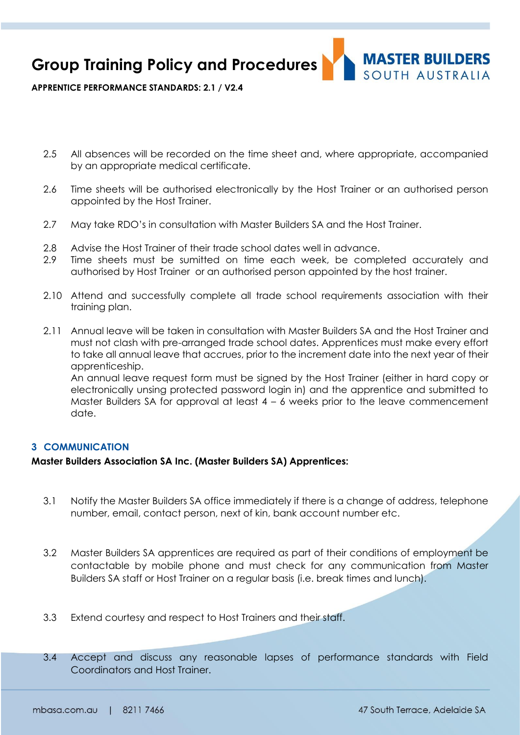2.5 All absences will be recorded on the time sheet and, where appropriate, accompanied by an appropriate medical certificate.

2.6 Time sheets will be authorised electronically by the Host Trainer or an authorised person appointed by the Host Trainer.

2.7 May take RDO's in consultation with Master Builders SA and the Host Trainer.

2.8 Advise the Host Trainer of their trade school dates well in advance.

2.9 Time sheets must be sumitted on time each week, be completed accurately and authorised by Host Trainer or an authorised person appointed by the host trainer.

2.10 Attend and successfully complete all trade school requirements association with their training plan.

2.11 Annual leave will be taken in consultation with Master Builders SA and the Host Trainer and must not clash with pre-arranged trade school dates. Apprentices must make every effort to take all annual leave that accrues, prior to the increment date into the next year of their apprenticeship.
An annual leave request form must be signed by the Host Trainer (either in hard copy or electronically unsing protected password login in) and the apprentice and submitted to Master Builders SA for approval at least 4 – 6 weeks prior to the leave commencement date.

## 3 COMMUNICATION

**Master Builders Association SA Inc. (Master Builders SA) Apprentices:**

3.1 Notify the Master Builders SA office immediately if there is a change of address, telephone number, email, contact person, next of kin, bank account number etc.

3.2 Master Builders SA apprentices are required as part of their conditions of employment be contactable by mobile phone and must check for any communication from Master Builders SA staff or Host Trainer on a regular basis (i.e. break times and lunch).

3.3 Extend courtesy and respect to Host Trainers and their staff.

3.4 Accept and discuss any reasonable lapses of performance standards with Field Coordinators and Host Trainer.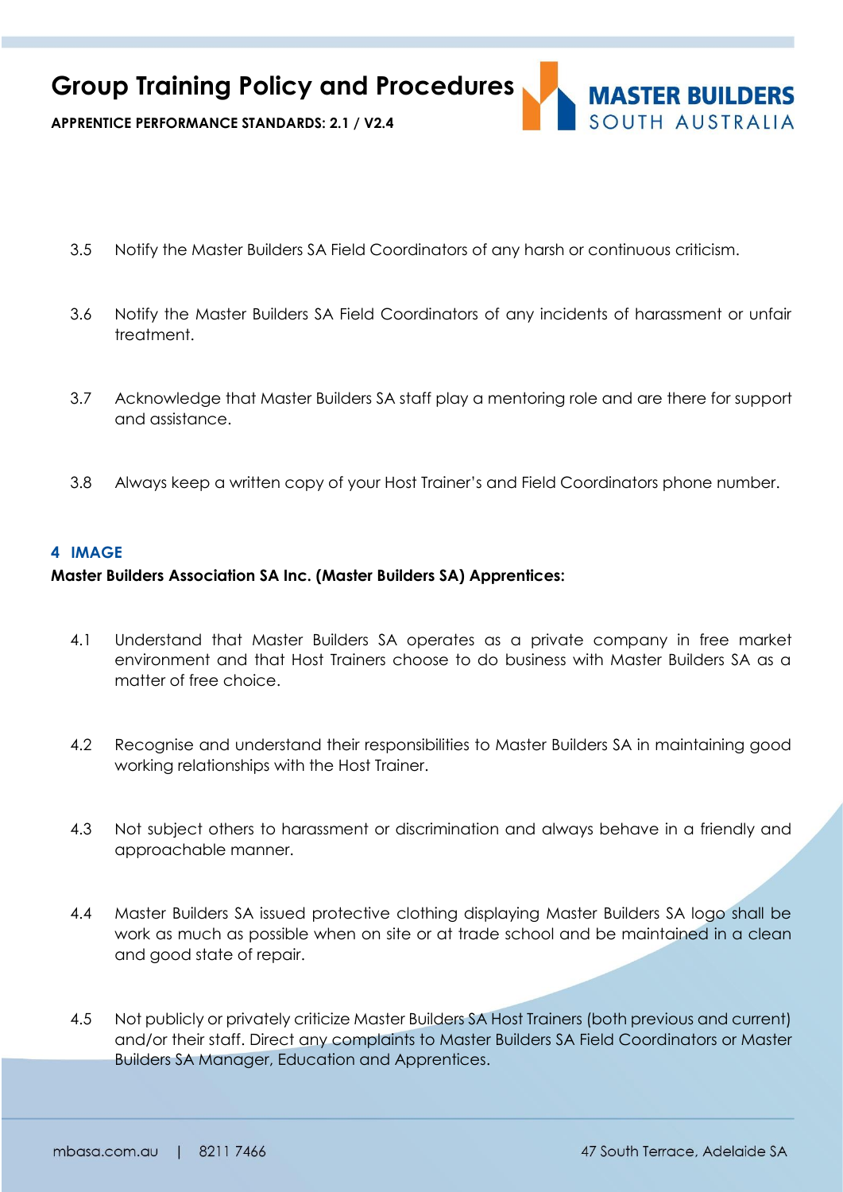3.5 Notify the Master Builders SA Field Coordinators of any harsh or continuous criticism.

3.6 Notify the Master Builders SA Field Coordinators of any incidents of harassment or unfair treatment.

3.7 Acknowledge that Master Builders SA staff play a mentoring role and are there for support and assistance.

3.8 Always keep a written copy of your Host Trainer's and Field Coordinators phone number.

## 4 IMAGE

**Master Builders Association SA Inc. (Master Builders SA) Apprentices:**

4.1 Understand that Master Builders SA operates as a private company in free market environment and that Host Trainers choose to do business with Master Builders SA as a matter of free choice.

4.2 Recognise and understand their responsibilities to Master Builders SA in maintaining good working relationships with the Host Trainer.

4.3 Not subject others to harassment or discrimination and always behave in a friendly and approachable manner.

4.4 Master Builders SA issued protective clothing displaying Master Builders SA logo shall be work as much as possible when on site or at trade school and be maintained in a clean and good state of repair.

4.5 Not publicly or privately criticize Master Builders SA Host Trainers (both previous and current) and/or their staff. Direct any complaints to Master Builders SA Field Coordinators or Master Builders SA Manager, Education and Apprentices.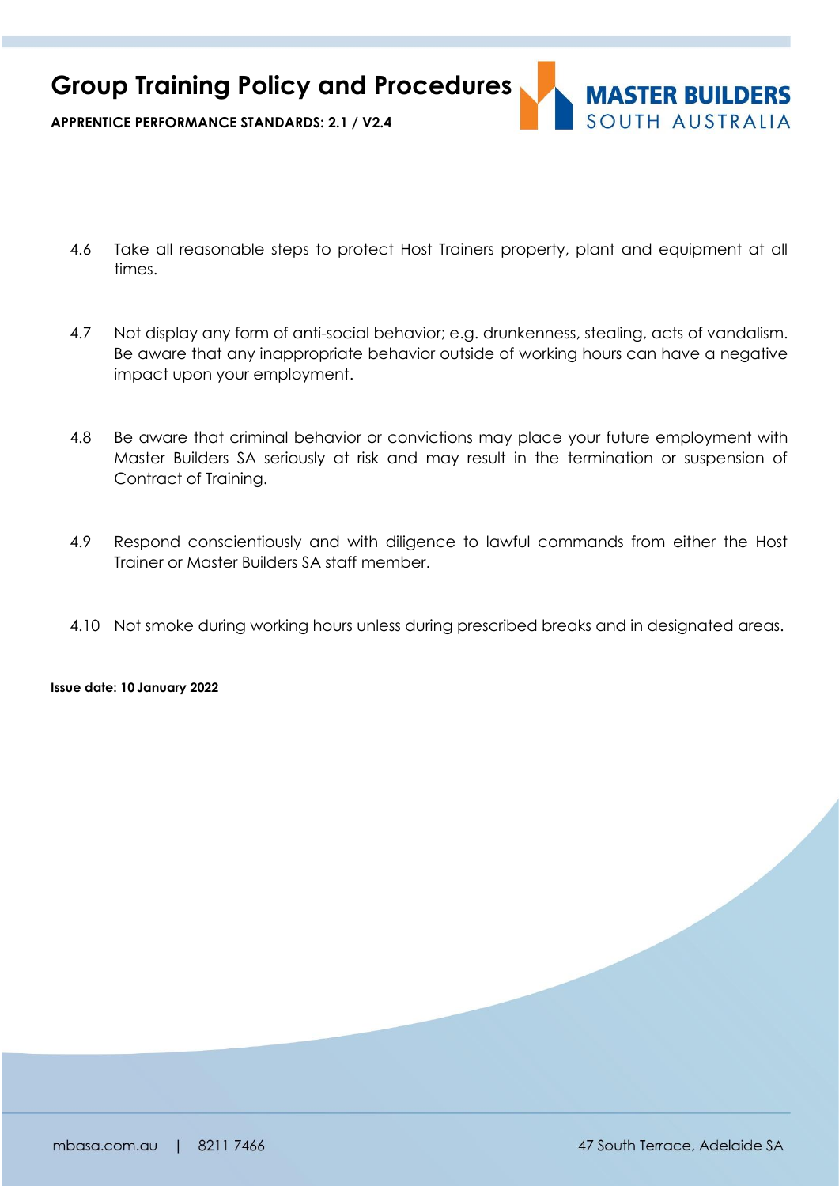4.6 Take all reasonable steps to protect Host Trainers property, plant and equipment at all times.

4.7 Not display any form of anti-social behavior; e.g. drunkenness, stealing, acts of vandalism. Be aware that any inappropriate behavior outside of working hours can have a negative impact upon your employment.

4.8 Be aware that criminal behavior or convictions may place your future employment with Master Builders SA seriously at risk and may result in the termination or suspension of Contract of Training.

4.9 Respond conscientiously and with diligence to lawful commands from either the Host Trainer or Master Builders SA staff member.

4.10 Not smoke during working hours unless during prescribed breaks and in designated areas.

**Issue date: 10 January 2022**